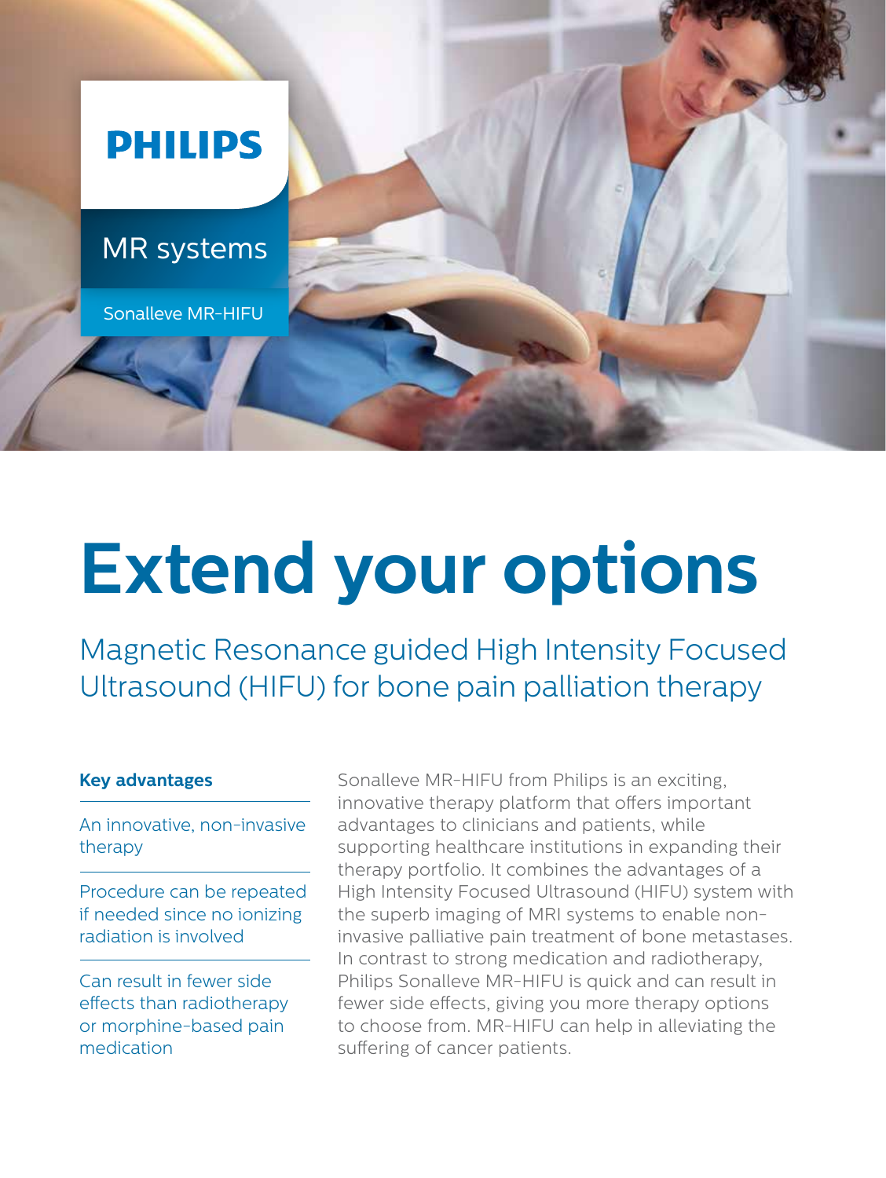PHILIPS

MR systems

Sonalleve MR-HIFU

# Extend your options

## Magnetic Resonance guided High Intensity Focused Ultrasound (HIFU) for bone pain palliation therapy

**Key advantages**

An innovative, non-invasive therapy

Procedure can be repeated if needed since no ionizing radiation is involved

Can result in fewer side effects than radiotherapy or morphine-based pain medication

Sonalleve MR-HIFU from Philips is an exciting, innovative therapy platform that offers important advantages to clinicians and patients, while supporting healthcare institutions in expanding their therapy portfolio. It combines the advantages of a High Intensity Focused Ultrasound (HIFU) system with the superb imaging of MRI systems to enable non-invasive palliative pain treatment of bone metastases. In contrast to strong medication and radiotherapy, Philips Sonalleve MR-HIFU is quick and can result in fewer side effects, giving you more therapy options to choose from. MR-HIFU can help in alleviating the suffering of cancer patients.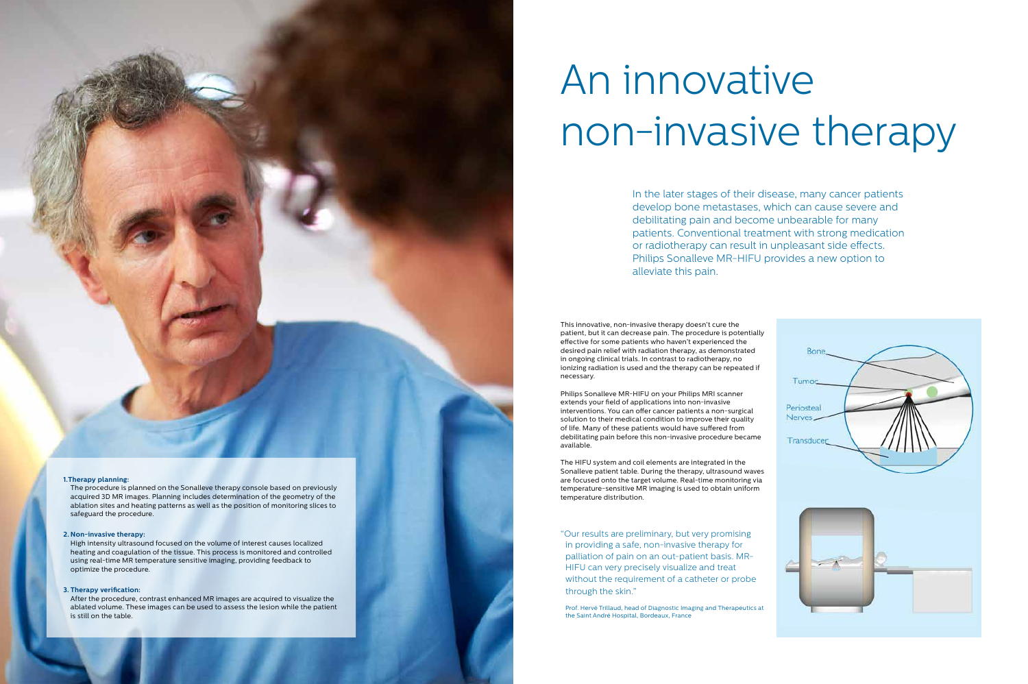# An innovative non-invasive therapy

In the later stages of their disease, many cancer patients develop bone metastases, which can cause severe and debilitating pain and become unbearable for many patients. Conventional treatment with strong medication or radiotherapy can result in unpleasant side effects. Philips Sonalleve MR-HIFU provides a new option to alleviate this pain.

This innovative, non-invasive therapy doesn't cure the patient, but it can decrease pain. The procedure is potentially effective for some patients who haven't experienced the desired pain relief with radiation therapy, as demonstrated in ongoing clinical trials. In contrast to radiotherapy, no ionizing radiation is used and the therapy can be repeated if necessary.

Philips Sonalleve MR-HIFU on your Philips MRI scanner extends your field of applications into non-invasive interventions. You can offer cancer patients a non-surgical solution to their medical condition to improve their quality of life. Many of these patients would have suffered from debilitating pain before this non-invasive procedure became available.

The HIFU system and coil elements are integrated in the Sonalleve patient table. During the therapy, ultrasound waves are focused onto the target volume. Real-time monitoring via temperature-sensitive MR imaging is used to obtain uniform temperature distribution.

"Our results are preliminary, but very promising in providing a safe, non-invasive therapy for palliation of pain on an out-patient basis. MR-HIFU can very precisely visualize and treat without the requirement of a catheter or probe through the skin."

Prof. Hervé Trillaud, head of Diagnostic Imaging and Therapeutics at the Saint André Hospital, Bordeaux, France

Bone

Tumor

Periosteal Nerves

Transducer

**1. Therapy planning:**
The procedure is planned on the Sonalleve therapy console based on previously acquired 3D MR images. Planning includes determination of the geometry of the ablation sites and heating patterns as well as the position of monitoring slices to safeguard the procedure.

**2. Non-invasive therapy:**
High intensity ultrasound focused on the volume of interest causes localized heating and coagulation of the tissue. This process is monitored and controlled using real-time MR temperature sensitive imaging, providing feedback to optimize the procedure.

**3. Therapy verification:**
After the procedure, contrast enhanced MR images are acquired to visualize the ablated volume. These images can be used to assess the lesion while the patient is still on the table.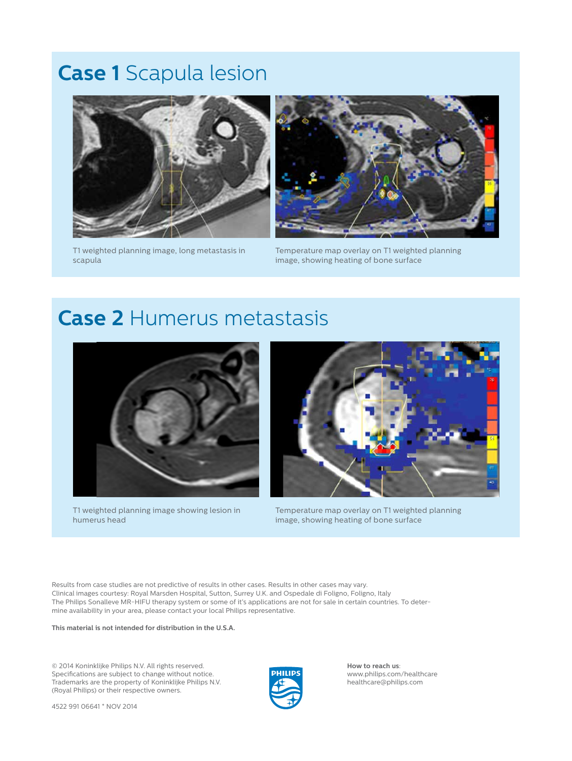# Case 1 Scapula lesion

T1 weighted planning image, long metastasis in scapula

Temperature map overlay on T1 weighted planning image, showing heating of bone surface

# Case 2 Humerus metastasis

T1 weighted planning image showing lesion in humerus head

Temperature map overlay on T1 weighted planning image, showing heating of bone surface

Results from case studies are not predictive of results in other cases. Results in other cases may vary.
Clinical images courtesy: Royal Marsden Hospital, Sutton, Surrey U.K. and Ospedale di Foligno, Foligno, Italy
The Philips Sonalleve MR-HIFU therapy system or some of it's applications are not for sale in certain countries. To determine availability in your area, please contact your local Philips representative.

**This material is not intended for distribution in the U.S.A.**

© 2014 Koninklijke Philips N.V. All rights reserved.
Specifications are subject to change without notice.
Trademarks are the property of Koninklijke Philips N.V. (Royal Philips) or their respective owners.

4522 991 06641 * NOV 2014

**How to reach us**:
www.philips.com/healthcare
healthcare@philips.com